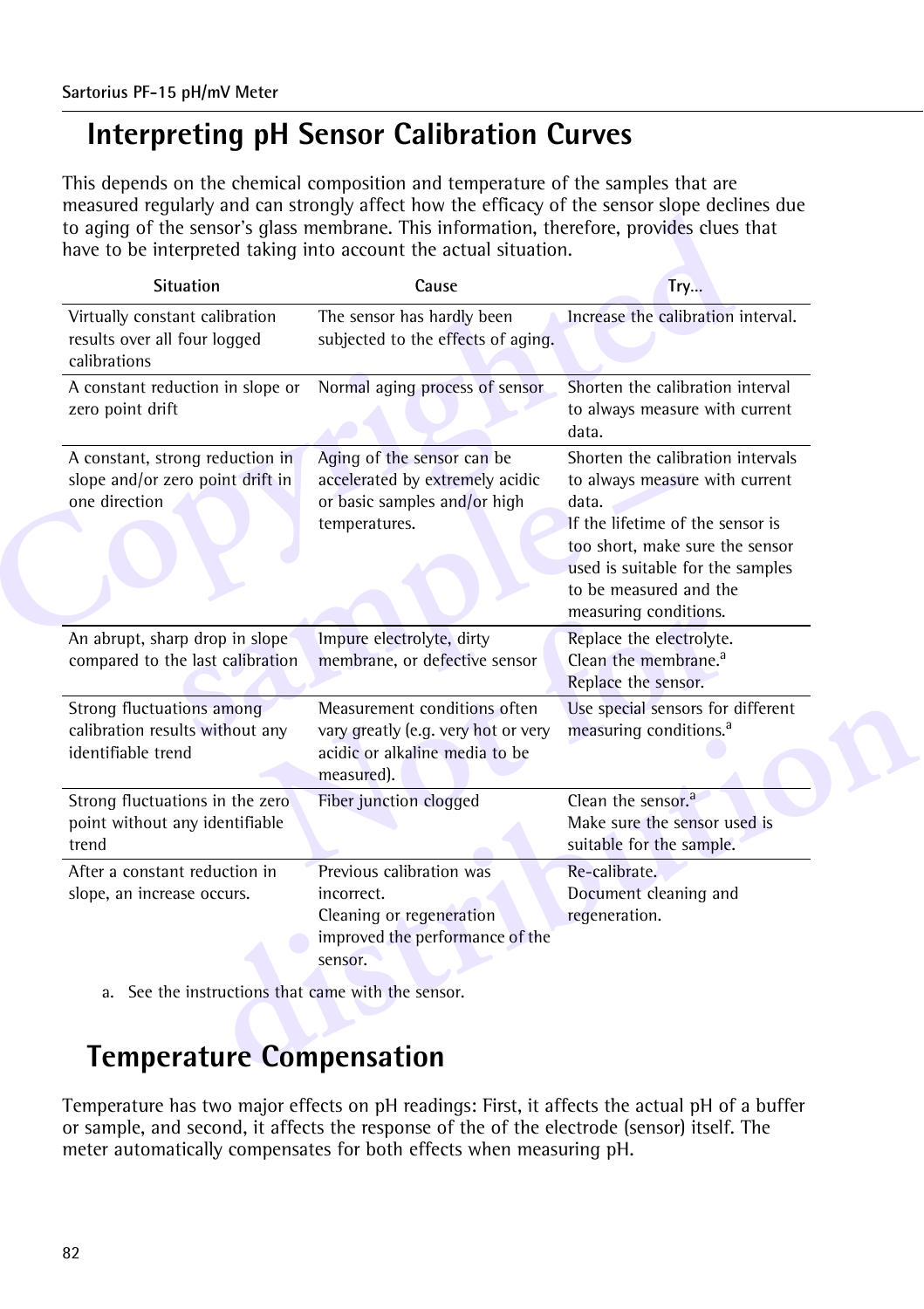# Interpreting pH Sensor Calibration Curves

This depends on the chemical composition and temperature of the samples that are measured regularly and can strongly affect how the efficacy of the sensor slope declines due to aging of the sensor's glass membrane. This information, therefore, provides clues that have to be interpreted taking into account the actual situation.

| Situation | Cause | Try... |
|---|---|---|
| Virtually constant calibration results over all four logged calibrations | The sensor has hardly been subjected to the effects of aging. | Increase the calibration interval. |
| A constant reduction in slope or zero point drift | Normal aging process of sensor | Shorten the calibration interval to always measure with current data. |
| A constant, strong reduction in slope and/or zero point drift in one direction | Aging of the sensor can be accelerated by extremely acidic or basic samples and/or high temperatures. | Shorten the calibration intervals to always measure with current data.<br>If the lifetime of the sensor is too short, make sure the sensor used is suitable for the samples to be measured and the measuring conditions. |
| An abrupt, sharp drop in slope compared to the last calibration | Impure electrolyte, dirty membrane, or defective sensor | Replace the electrolyte.<br>Clean the membrane.[a]<br>Replace the sensor. |
| Strong fluctuations among calibration results without any identifiable trend | Measurement conditions often vary greatly (e.g. very hot or very acidic or alkaline media to be measured). | Use special sensors for different measuring conditions.[a] |
| Strong fluctuations in the zero point without any identifiable trend | Fiber junction clogged | Clean the sensor.[a]<br>Make sure the sensor used is suitable for the sample. |
| After a constant reduction in slope, an increase occurs. | Previous calibration was incorrect.<br>Cleaning or regeneration improved the performance of the sensor. | Re-calibrate.<br>Document cleaning and regeneration. |

a. See the instructions that came with the sensor.

# Temperature Compensation

Temperature has two major effects on pH readings: First, it affects the actual pH of a buffer or sample, and second, it affects the response of the of the electrode (sensor) itself. The meter automatically compensates for both effects when measuring pH.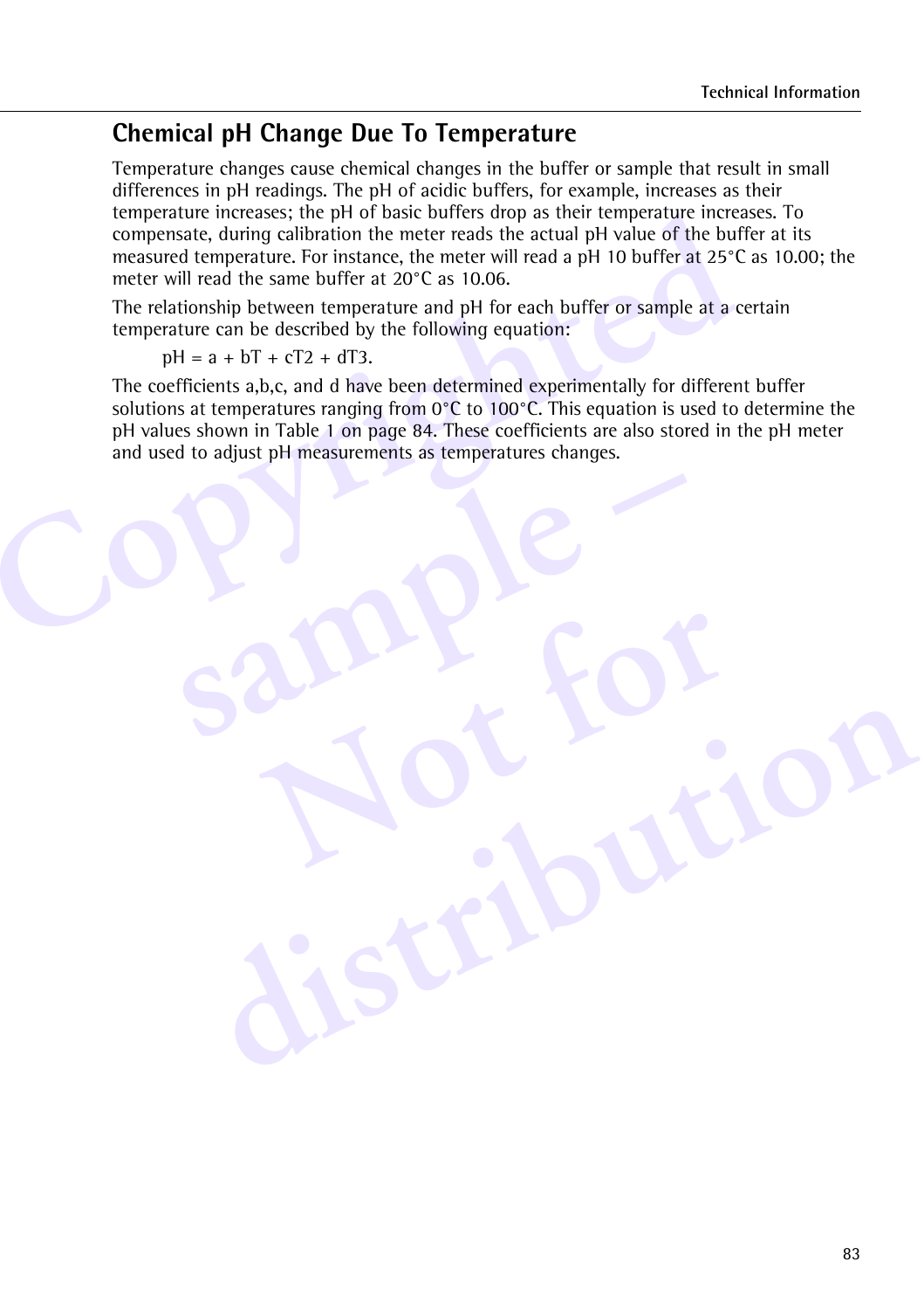## Chemical pH Change Due To Temperature

Temperature changes cause chemical changes in the buffer or sample that result in small differences in pH readings. The pH of acidic buffers, for example, increases as their temperature increases; the pH of basic buffers drop as their temperature increases. To compensate, during calibration the meter reads the actual pH value of the buffer at its measured temperature. For instance, the meter will read a pH 10 buffer at 25°C as 10.00; the meter will read the same buffer at 20°C as 10.06.

The relationship between temperature and pH for each buffer or sample at a certain temperature can be described by the following equation:

$$pH = a + bT + cT2 + dT3.$$

The coefficients a,b,c, and d have been determined experimentally for different buffer solutions at temperatures ranging from 0°C to 100°C. This equation is used to determine the pH values shown in Table 1 on page 84. These coefficients are also stored in the pH meter and used to adjust pH measurements as temperatures changes.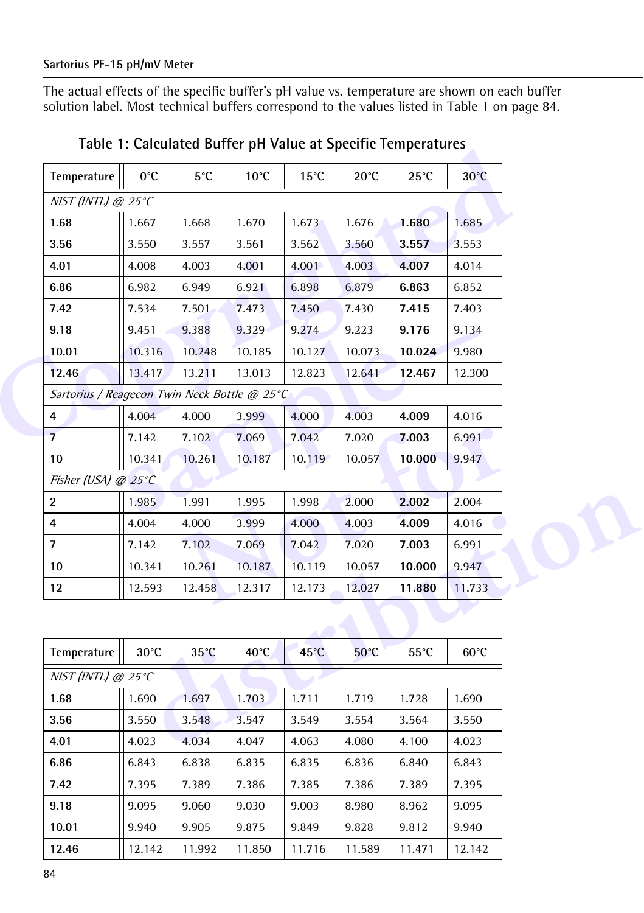The actual effects of the specific buffer's pH value vs. temperature are shown on each buffer solution label. Most technical buffers correspond to the values listed in Table 1 on page 84.

### Table 1: Calculated Buffer pH Value at Specific Temperatures

| Temperature | 0°C | 5°C | 10°C | 15°C | 20°C | 25°C | 30°C |
|---|---|---|---|---|---|---|---|
| *NIST (INTL) @ 25°C* | | | | | | | |
| **1.68** | 1.667 | 1.668 | 1.670 | 1.673 | 1.676 | **1.680** | 1.685 |
| **3.56** | 3.550 | 3.557 | 3.561 | 3.562 | 3.560 | **3.557** | 3.553 |
| **4.01** | 4.008 | 4.003 | 4.001 | 4.001 | 4.003 | **4.007** | 4.014 |
| **6.86** | 6.982 | 6.949 | 6.921 | 6.898 | 6.879 | **6.863** | 6.852 |
| **7.42** | 7.534 | 7.501 | 7.473 | 7.450 | 7.430 | **7.415** | 7.403 |
| **9.18** | 9.451 | 9.388 | 9.329 | 9.274 | 9.223 | **9.176** | 9.134 |
| **10.01** | 10.316 | 10.248 | 10.185 | 10.127 | 10.073 | **10.024** | 9.980 |
| **12.46** | 13.417 | 13.211 | 13.013 | 12.823 | 12.641 | **12.467** | 12.300 |
| *Sartorius / Reagecon Twin Neck Bottle @ 25°C* | | | | | | | |
| **4** | 4.004 | 4.000 | 3.999 | 4.000 | 4.003 | **4.009** | 4.016 |
| **7** | 7.142 | 7.102 | 7.069 | 7.042 | 7.020 | **7.003** | 6.991 |
| **10** | 10.341 | 10.261 | 10.187 | 10.119 | 10.057 | **10.000** | 9.947 |
| *Fisher (USA) @ 25°C* | | | | | | | |
| **2** | 1.985 | 1.991 | 1.995 | 1.998 | 2.000 | **2.002** | 2.004 |
| **4** | 4.004 | 4.000 | 3.999 | 4.000 | 4.003 | **4.009** | 4.016 |
| **7** | 7.142 | 7.102 | 7.069 | 7.042 | 7.020 | **7.003** | 6.991 |
| **10** | 10.341 | 10.261 | 10.187 | 10.119 | 10.057 | **10.000** | 9.947 |
| **12** | 12.593 | 12.458 | 12.317 | 12.173 | 12.027 | **11.880** | 11.733 |

| Temperature | 30°C | 35°C | 40°C | 45°C | 50°C | 55°C | 60°C |
|---|---|---|---|---|---|---|---|
| *NIST (INTL) @ 25°C* | | | | | | | |
| **1.68** | 1.690 | 1.697 | 1.703 | 1.711 | 1.719 | 1.728 | 1.690 |
| **3.56** | 3.550 | 3.548 | 3.547 | 3.549 | 3.554 | 3.564 | 3.550 |
| **4.01** | 4.023 | 4.034 | 4.047 | 4.063 | 4.080 | 4.100 | 4.023 |
| **6.86** | 6.843 | 6.838 | 6.835 | 6.835 | 6.836 | 6.840 | 6.843 |
| **7.42** | 7.395 | 7.389 | 7.386 | 7.385 | 7.386 | 7.389 | 7.395 |
| **9.18** | 9.095 | 9.060 | 9.030 | 9.003 | 8.980 | 8.962 | 9.095 |
| **10.01** | 9.940 | 9.905 | 9.875 | 9.849 | 9.828 | 9.812 | 9.940 |
| **12.46** | 12.142 | 11.992 | 11.850 | 11.716 | 11.589 | 11.471 | 12.142 |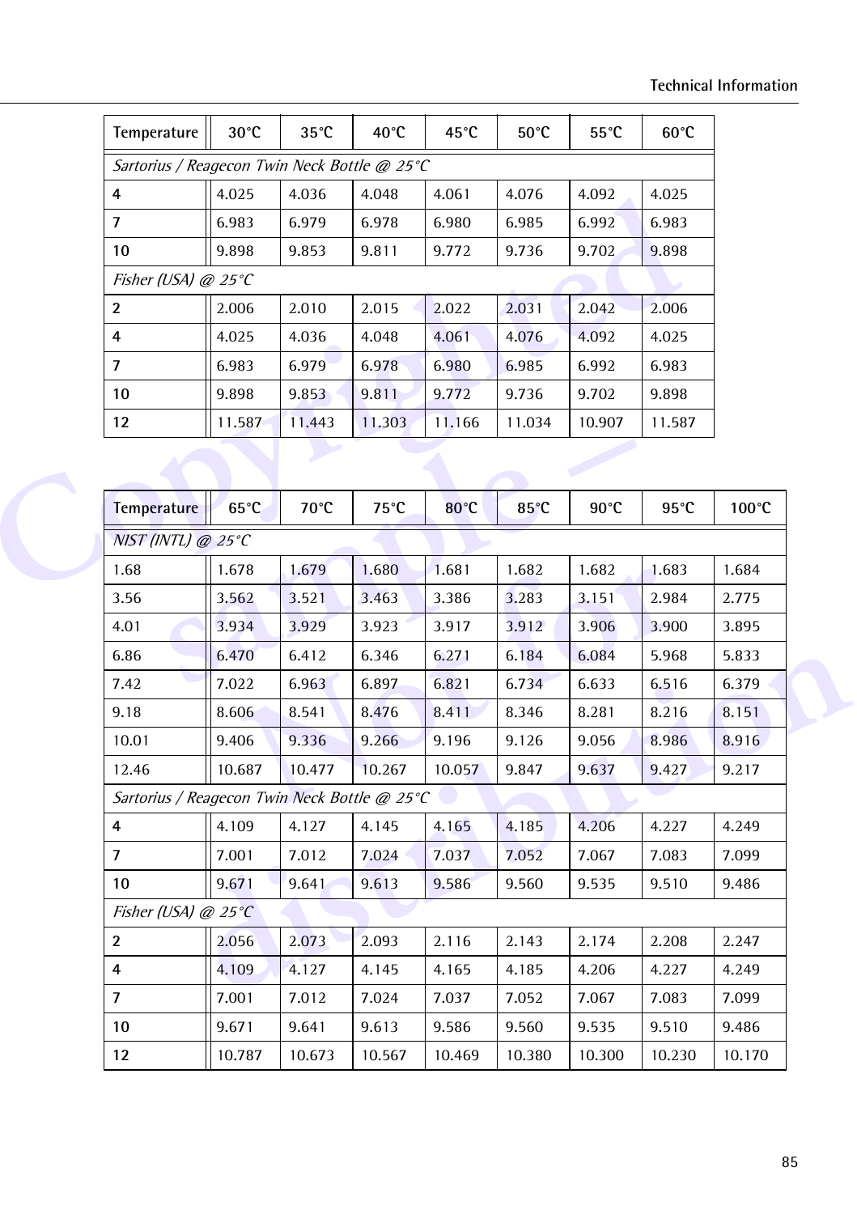| Temperature | 30°C | 35°C | 40°C | 45°C | 50°C | 55°C | 60°C |
|---|---|---|---|---|---|---|---|
| *Sartorius / Reagecon Twin Neck Bottle @ 25°C* | | | | | | | |
| **4** | 4.025 | 4.036 | 4.048 | 4.061 | 4.076 | 4.092 | 4.025 |
| **7** | 6.983 | 6.979 | 6.978 | 6.980 | 6.985 | 6.992 | 6.983 |
| **10** | 9.898 | 9.853 | 9.811 | 9.772 | 9.736 | 9.702 | 9.898 |
| *Fisher (USA) @ 25°C* | | | | | | | |
| **2** | 2.006 | 2.010 | 2.015 | 2.022 | 2.031 | 2.042 | 2.006 |
| **4** | 4.025 | 4.036 | 4.048 | 4.061 | 4.076 | 4.092 | 4.025 |
| **7** | 6.983 | 6.979 | 6.978 | 6.980 | 6.985 | 6.992 | 6.983 |
| **10** | 9.898 | 9.853 | 9.811 | 9.772 | 9.736 | 9.702 | 9.898 |
| **12** | 11.587 | 11.443 | 11.303 | 11.166 | 11.034 | 10.907 | 11.587 |

| Temperature | 65°C | 70°C | 75°C | 80°C | 85°C | 90°C | 95°C | 100°C |
|---|---|---|---|---|---|---|---|---|
| *NIST (INTL) @ 25°C* | | | | | | | | |
| 1.68 | 1.678 | 1.679 | 1.680 | 1.681 | 1.682 | 1.682 | 1.683 | 1.684 |
| 3.56 | 3.562 | 3.521 | 3.463 | 3.386 | 3.283 | 3.151 | 2.984 | 2.775 |
| 4.01 | 3.934 | 3.929 | 3.923 | 3.917 | 3.912 | 3.906 | 3.900 | 3.895 |
| 6.86 | 6.470 | 6.412 | 6.346 | 6.271 | 6.184 | 6.084 | 5.968 | 5.833 |
| 7.42 | 7.022 | 6.963 | 6.897 | 6.821 | 6.734 | 6.633 | 6.516 | 6.379 |
| 9.18 | 8.606 | 8.541 | 8.476 | 8.411 | 8.346 | 8.281 | 8.216 | 8.151 |
| 10.01 | 9.406 | 9.336 | 9.266 | 9.196 | 9.126 | 9.056 | 8.986 | 8.916 |
| 12.46 | 10.687 | 10.477 | 10.267 | 10.057 | 9.847 | 9.637 | 9.427 | 9.217 |
| *Sartorius / Reagecon Twin Neck Bottle @ 25°C* | | | | | | | | |
| **4** | 4.109 | 4.127 | 4.145 | 4.165 | 4.185 | 4.206 | 4.227 | 4.249 |
| **7** | 7.001 | 7.012 | 7.024 | 7.037 | 7.052 | 7.067 | 7.083 | 7.099 |
| **10** | 9.671 | 9.641 | 9.613 | 9.586 | 9.560 | 9.535 | 9.510 | 9.486 |
| *Fisher (USA) @ 25°C* | | | | | | | | |
| **2** | 2.056 | 2.073 | 2.093 | 2.116 | 2.143 | 2.174 | 2.208 | 2.247 |
| **4** | 4.109 | 4.127 | 4.145 | 4.165 | 4.185 | 4.206 | 4.227 | 4.249 |
| **7** | 7.001 | 7.012 | 7.024 | 7.037 | 7.052 | 7.067 | 7.083 | 7.099 |
| **10** | 9.671 | 9.641 | 9.613 | 9.586 | 9.560 | 9.535 | 9.510 | 9.486 |
| **12** | 10.787 | 10.673 | 10.567 | 10.469 | 10.380 | 10.300 | 10.230 | 10.170 |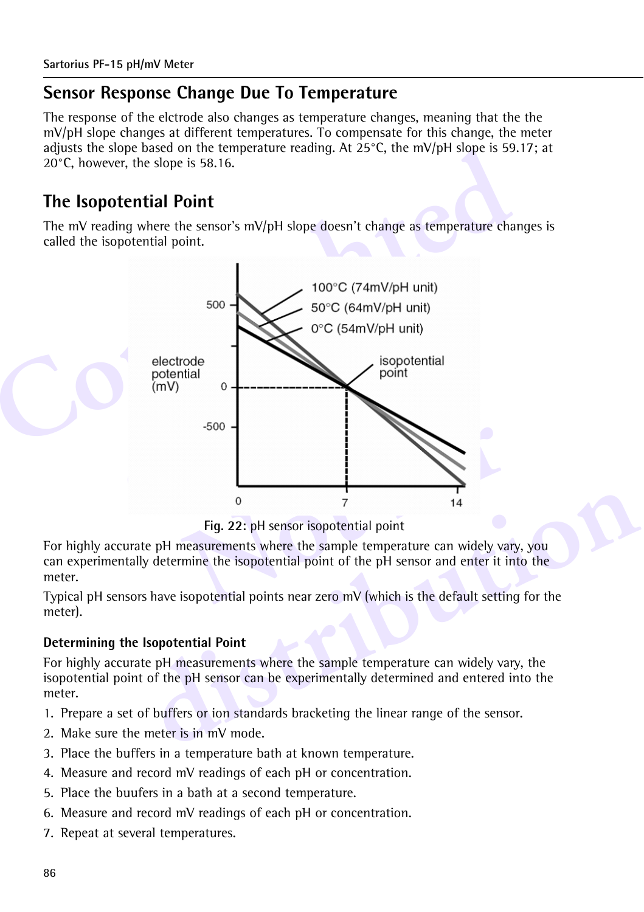## Sensor Response Change Due To Temperature

The response of the elctrode also changes as temperature changes, meaning that the the mV/pH slope changes at different temperatures. To compensate for this change, the meter adjusts the slope based on the temperature reading. At 25°C, the mV/pH slope is 59.17; at 20°C, however, the slope is 58.16.

## The Isopotential Point

The mV reading where the sensor's mV/pH slope doesn't change as temperature changes is called the isopotential point.

**Fig. 22:** pH sensor isopotential point

For highly accurate pH measurements where the sample temperature can widely vary, you can experimentally determine the isopotential point of the pH sensor and enter it into the meter.

Typical pH sensors have isopotential points near zero mV (which is the default setting for the meter).

### Determining the Isopotential Point

For highly accurate pH measurements where the sample temperature can widely vary, the isopotential point of the pH sensor can be experimentally determined and entered into the meter.

1. Prepare a set of buffers or ion standards bracketing the linear range of the sensor.
2. Make sure the meter is in mV mode.
3. Place the buffers in a temperature bath at known temperature.
4. Measure and record mV readings of each pH or concentration.
5. Place the buufers in a bath at a second temperature.
6. Measure and record mV readings of each pH or concentration.
7. Repeat at several temperatures.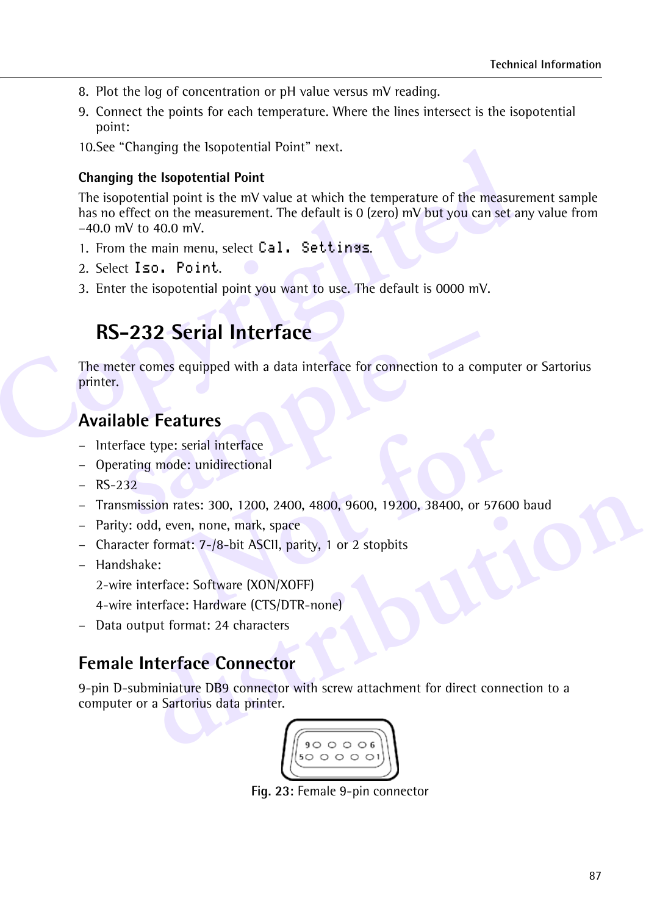8. Plot the log of concentration or pH value versus mV reading.
9. Connect the points for each temperature. Where the lines intersect is the isopotential point:

10.See “Changing the Isopotential Point” next.

**Changing the Isopotential Point**

The isopotential point is the mV value at which the temperature of the measurement sample has no effect on the measurement. The default is 0 (zero) mV but you can set any value from –40.0 mV to 40.0 mV.

1. From the main menu, select `Cal. Settings`.
2. Select `Iso. Point`.
3. Enter the isopotential point you want to use. The default is 0000 mV.

# RS-232 Serial Interface

The meter comes equipped with a data interface for connection to a computer or Sartorius printer.

## Available Features

– Interface type: serial interface
– Operating mode: unidirectional
– RS-232
– Transmission rates: 300, 1200, 2400, 4800, 9600, 19200, 38400, or 57600 baud
– Parity: odd, even, none, mark, space
– Character format: 7-/8-bit ASCII, parity, 1 or 2 stopbits
– Handshake:
  2-wire interface: Software (XON/XOFF)
  4-wire interface: Hardware (CTS/DTR-none)
– Data output format: 24 characters

## Female Interface Connector

9-pin D-subminiature DB9 connector with screw attachment for direct connection to a computer or a Sartorius data printer.

**Fig. 23:** Female 9-pin connector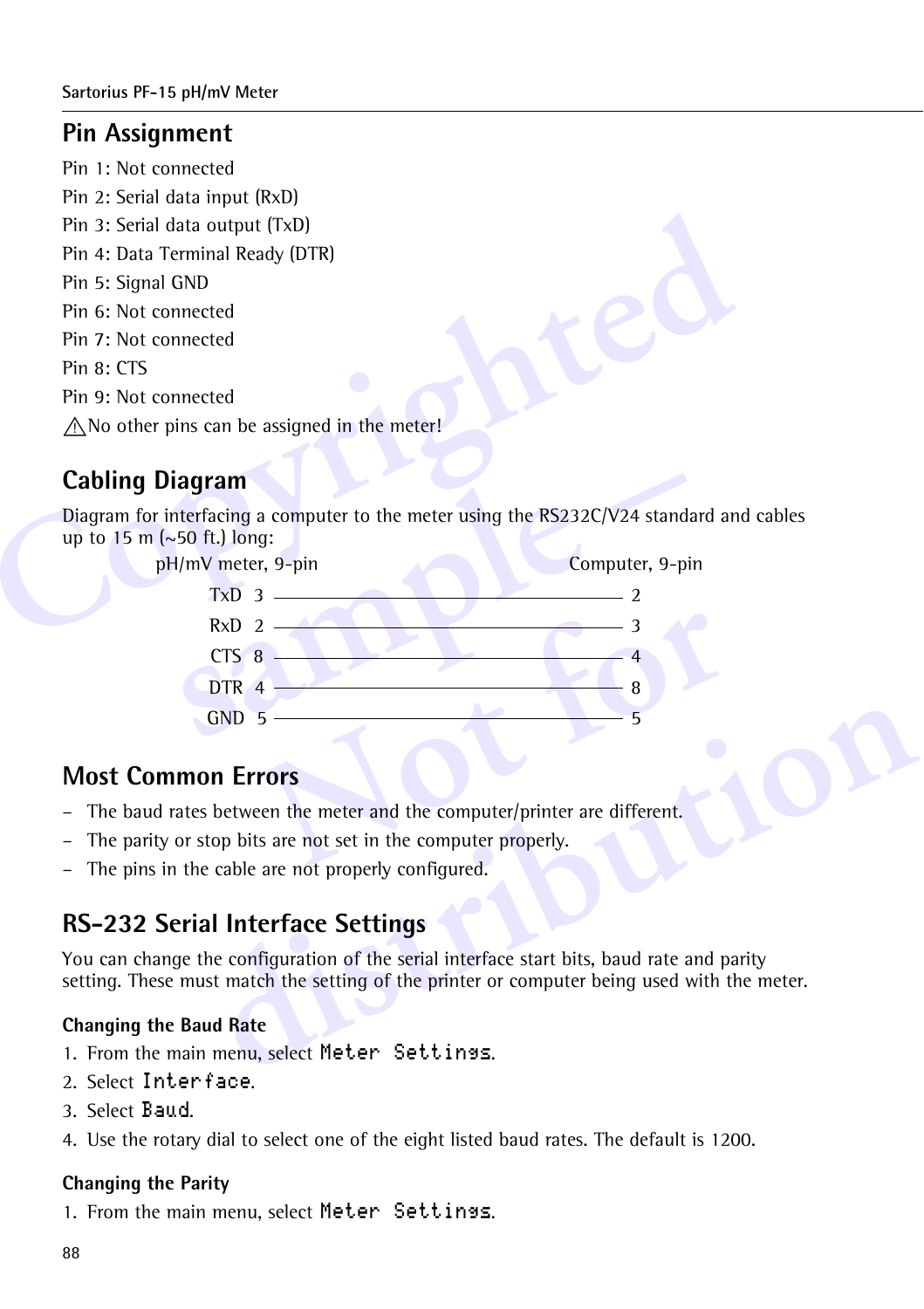## Pin Assignment

Pin 1: Not connected
Pin 2: Serial data input (RxD)
Pin 3: Serial data output (TxD)
Pin 4: Data Terminal Ready (DTR)
Pin 5: Signal GND
Pin 6: Not connected
Pin 7: Not connected
Pin 8: CTS
Pin 9: Not connected
⚠No other pins can be assigned in the meter!

## Cabling Diagram

Diagram for interfacing a computer to the meter using the RS232C/V24 standard and cables up to 15 m (~50 ft.) long:

| pH/mV meter, 9-pin | | | Computer, 9-pin |
|---|---|---|---|
| TxD | 3 | — | 2 |
| RxD | 2 | — | 3 |
| CTS | 8 | — | 4 |
| DTR | 4 | — | 8 |
| GND | 5 | — | 5 |

## Most Common Errors

– The baud rates between the meter and the computer/printer are different.
– The parity or stop bits are not set in the computer properly.
– The pins in the cable are not properly configured.

## RS-232 Serial Interface Settings

You can change the configuration of the serial interface start bits, baud rate and parity setting. These must match the setting of the printer or computer being used with the meter.

### Changing the Baud Rate

1. From the main menu, select `Meter Settings`.
2. Select `Interface`.
3. Select `Baud`.
4. Use the rotary dial to select one of the eight listed baud rates. The default is 1200.

### Changing the Parity

1. From the main menu, select `Meter Settings`.